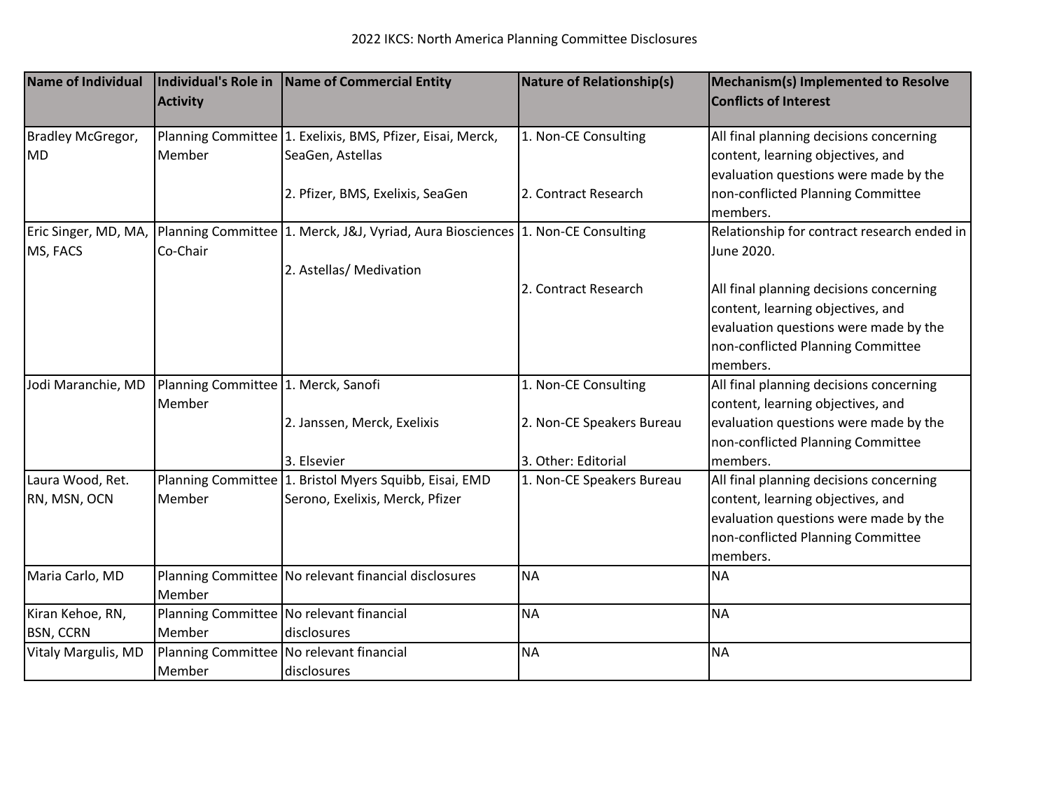# 2022 IKCS: North America Planning Committee Disclosures

| Name of Individual | Individual's Role in Activity | Name of Commercial Entity | Nature of Relationship(s) | Mechanism(s) Implemented to Resolve Conflicts of Interest |
|---|---|---|---|---|
| Bradley McGregor, MD | Planning Committee Member | 1. Exelixis, BMS, Pfizer, Eisai, Merck, SeaGen, Astellas<br><br>2. Pfizer, BMS, Exelixis, SeaGen | 1. Non-CE Consulting<br><br>2. Contract Research | All final planning decisions concerning content, learning objectives, and evaluation questions were made by the non-conflicted Planning Committee members. |
| Eric Singer, MD, MA, MS, FACS | Planning Committee Co-Chair | 1. Merck, J&J, Vyriad, Aura Biosciences<br><br>2. Astellas/ Medivation | 1. Non-CE Consulting<br><br>2. Contract Research | Relationship for contract research ended in June 2020.<br><br>All final planning decisions concerning content, learning objectives, and evaluation questions were made by the non-conflicted Planning Committee members. |
| Jodi Maranchie, MD | Planning Committee Member | 1. Merck, Sanofi<br><br>2. Janssen, Merck, Exelixis<br><br>3. Elsevier | 1. Non-CE Consulting<br><br>2. Non-CE Speakers Bureau<br><br>3. Other: Editorial | All final planning decisions concerning content, learning objectives, and evaluation questions were made by the non-conflicted Planning Committee members. |
| Laura Wood, Ret. RN, MSN, OCN | Planning Committee Member | 1. Bristol Myers Squibb, Eisai, EMD Serono, Exelixis, Merck, Pfizer | 1. Non-CE Speakers Bureau | All final planning decisions concerning content, learning objectives, and evaluation questions were made by the non-conflicted Planning Committee members. |
| Maria Carlo, MD | Planning Committee Member | No relevant financial disclosures | NA | NA |
| Kiran Kehoe, RN, BSN, CCRN | Planning Committee Member | No relevant financial disclosures | NA | NA |
| Vitaly Margulis, MD | Planning Committee Member | No relevant financial disclosures | NA | NA |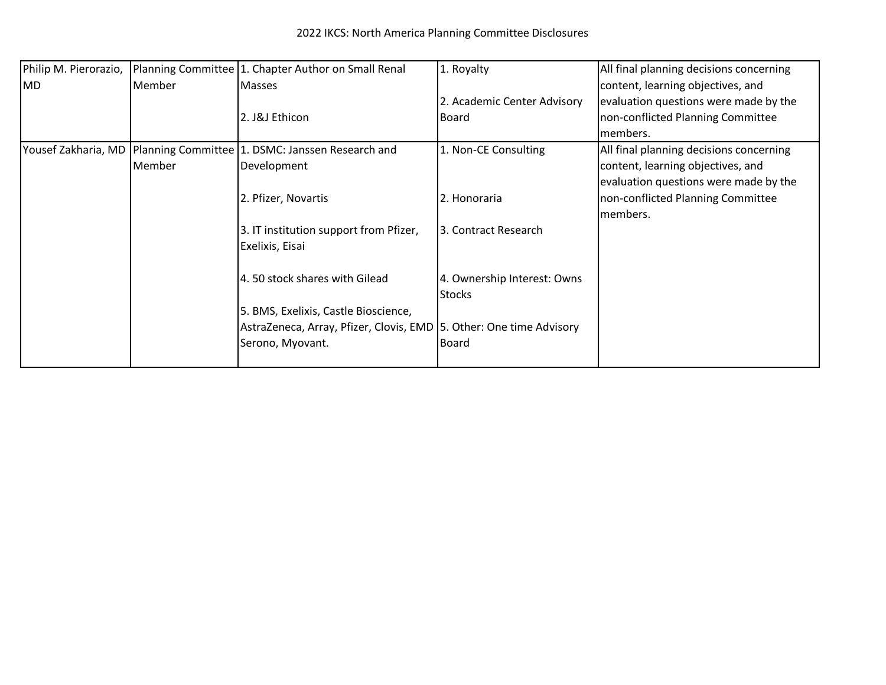2022 IKCS: North America Planning Committee Disclosures

| | | | | |
|---|---|---|---|---|
| Philip M. Pierorazio, MD | Planning Committee Member | 1. Chapter Author on Small Renal Masses<br><br>2. J&J Ethicon | 1. Royalty<br><br>2. Academic Center Advisory Board | All final planning decisions concerning content, learning objectives, and evaluation questions were made by the non-conflicted Planning Committee members. |
| Yousef Zakharia, MD | Planning Committee Member | 1. DSMC: Janssen Research and Development<br><br>2. Pfizer, Novartis<br><br>3. IT institution support from Pfizer, Exelixis, Eisai<br><br>4. 50 stock shares with Gilead<br><br>5. BMS, Exelixis, Castle Bioscience, AstraZeneca, Array, Pfizer, Clovis, EMD Serono, Myovant. | 1. Non-CE Consulting<br><br>2. Honoraria<br><br>3. Contract Research<br><br>4. Ownership Interest: Owns Stocks<br><br>5. Other: One time Advisory Board | All final planning decisions concerning content, learning objectives, and evaluation questions were made by the non-conflicted Planning Committee members. |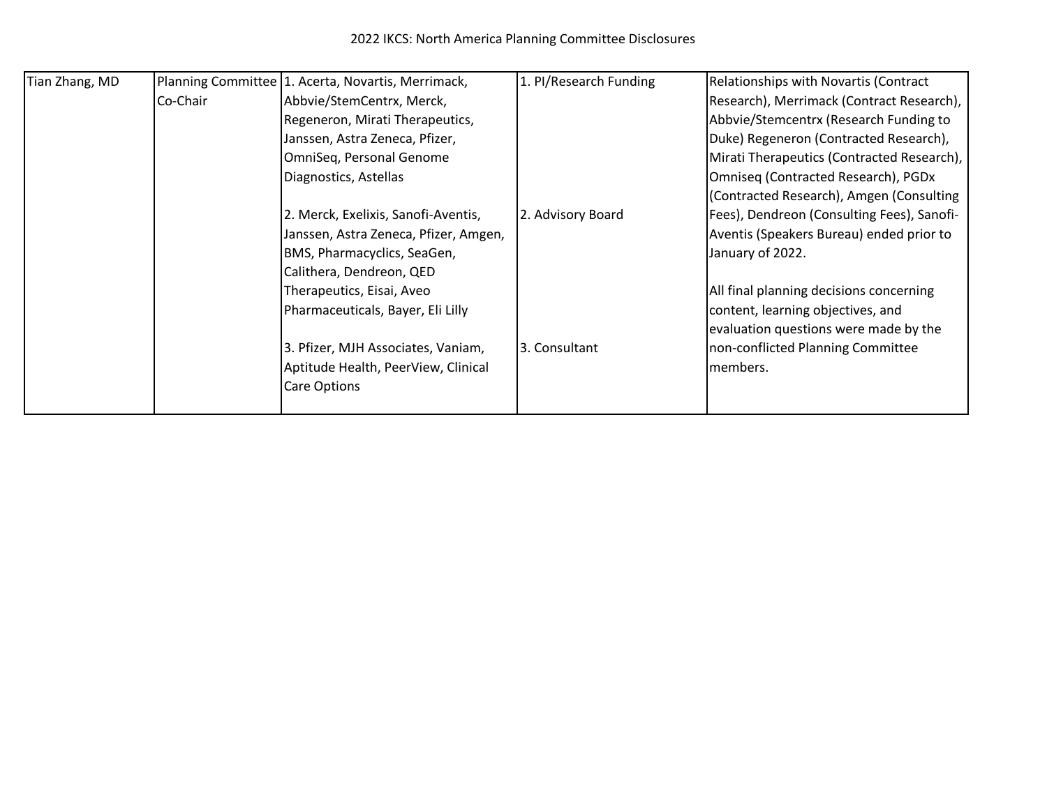| | | | | |
|---|---|---|---|---|
| Tian Zhang, MD | Planning Committee Co-Chair | 1. Acerta, Novartis, Merrimack, Abbvie/StemCentrx, Merck, Regeneron, Mirati Therapeutics, Janssen, Astra Zeneca, Pfizer, OmniSeq, Personal Genome Diagnostics, Astellas<br><br>2. Merck, Exelixis, Sanofi-Aventis, Janssen, Astra Zeneca, Pfizer, Amgen, BMS, Pharmacyclics, SeaGen, Calithera, Dendreon, QED Therapeutics, Eisai, Aveo Pharmaceuticals, Bayer, Eli Lilly<br><br>3. Pfizer, MJH Associates, Vaniam, Aptitude Health, PeerView, Clinical Care Options | 1. PI/Research Funding<br><br>2. Advisory Board<br><br>3. Consultant | Relationships with Novartis (Contract Research), Merrimack (Contract Research), Abbvie/Stemcentrx (Research Funding to Duke) Regeneron (Contracted Research), Mirati Therapeutics (Contracted Research), Omniseq (Contracted Research), PGDx (Contracted Research), Amgen (Consulting Fees), Dendreon (Consulting Fees), Sanofi-Aventis (Speakers Bureau) ended prior to January of 2022.<br><br>All final planning decisions concerning content, learning objectives, and evaluation questions were made by the non-conflicted Planning Committee members. |